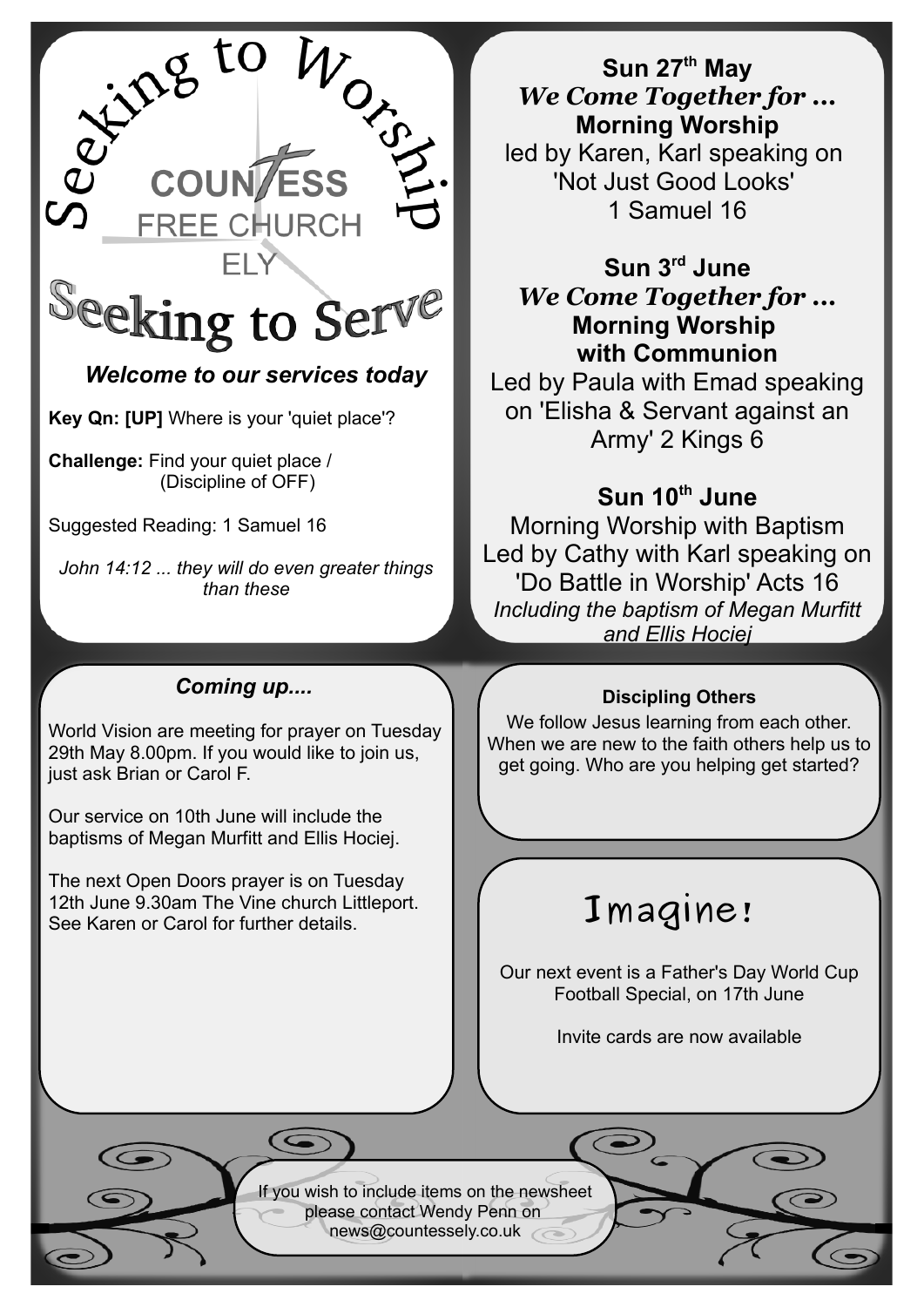# Seeking to Worship

**COUNTESS FREE CHURCH ELY**

# Seeking to Serve

***Welcome to our services today***

**Key Qn: [UP]** Where is your 'quiet place'?

**Challenge:** Find your quiet place / (Discipline of OFF)

Suggested Reading: 1 Samuel 16

*John 14:12 ... they will do even greater things than these*

**Sun 27th May**
***We Come Together for ...***
**Morning Worship**
led by Karen, Karl speaking on 'Not Just Good Looks' 1 Samuel 16

**Sun 3rd June**
***We Come Together for ...***
**Morning Worship with Communion**
Led by Paula with Emad speaking on 'Elisha & Servant against an Army' 2 Kings 6

**Sun 10th June**
Morning Worship with Baptism
Led by Cathy with Karl speaking on 'Do Battle in Worship' Acts 16
*Including the baptism of Megan Murfitt and Ellis Hociej*

## *Coming up....*

World Vision are meeting for prayer on Tuesday 29th May 8.00pm. If you would like to join us, just ask Brian or Carol F.

Our service on 10th June will include the baptisms of Megan Murfitt and Ellis Hociej.

The next Open Doors prayer is on Tuesday 12th June 9.30am The Vine church Littleport. See Karen or Carol for further details.

**Discipling Others**

We follow Jesus learning from each other. When we are new to the faith others help us to get going. Who are you helping get started?

## Imagine!

Our next event is a Father's Day World Cup Football Special, on 17th June

Invite cards are now available

If you wish to include items on the newsheet please contact Wendy Penn on news@countessely.co.uk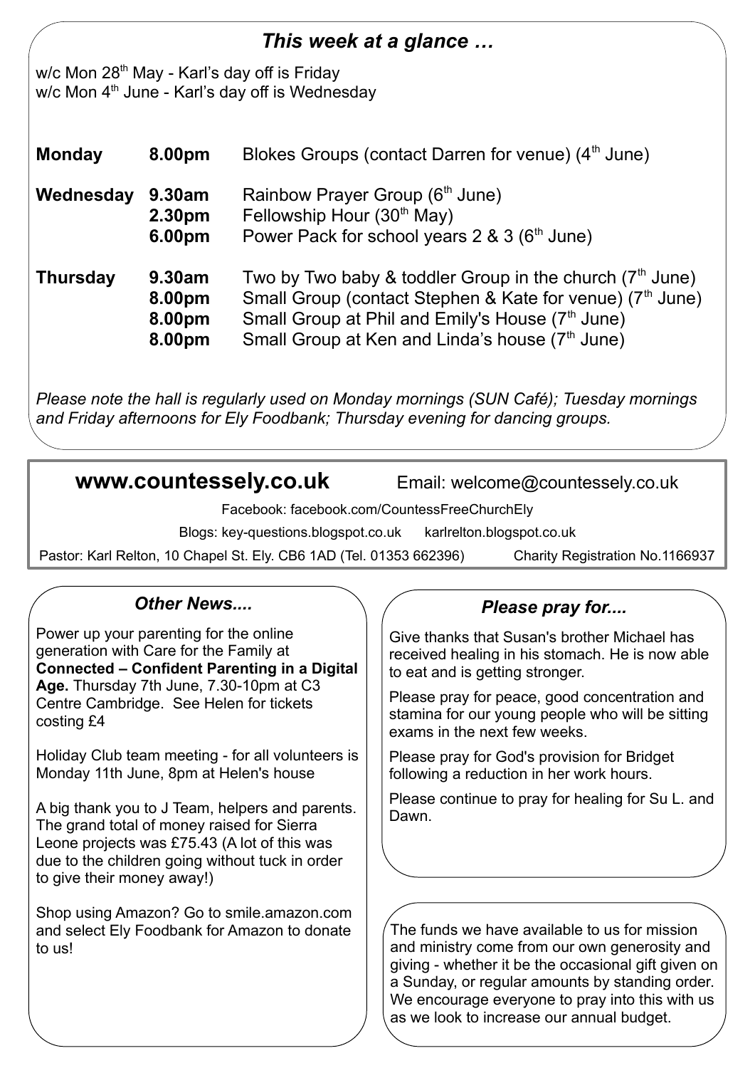## *This week at a glance …*

w/c Mon 28th May - Karl's day off is Friday
w/c Mon 4th June - Karl's day off is Wednesday

| | | |
|---|---|---|
| **Monday** | **8.00pm** | Blokes Groups (contact Darren for venue) (4th June) |
| **Wednesday** | **9.30am** | Rainbow Prayer Group (6th June) |
| | **2.30pm** | Fellowship Hour (30th May) |
| | **6.00pm** | Power Pack for school years 2 & 3 (6th June) |
| **Thursday** | **9.30am** | Two by Two baby & toddler Group in the church (7th June) |
| | **8.00pm** | Small Group (contact Stephen & Kate for venue) (7th June) |
| | **8.00pm** | Small Group at Phil and Emily's House (7th June) |
| | **8.00pm** | Small Group at Ken and Linda's house (7th June) |

*Please note the hall is regularly used on Monday mornings (SUN Café); Tuesday mornings and Friday afternoons for Ely Foodbank; Thursday evening for dancing groups.*

**www.countessely.co.uk** Email: welcome@countessely.co.uk

Facebook: facebook.com/CountessFreeChurchEly

Blogs: key-questions.blogspot.co.uk karlrelton.blogspot.co.uk

Pastor: Karl Relton, 10 Chapel St. Ely. CB6 1AD (Tel. 01353 662396) Charity Registration No.1166937

## *Other News....*

Power up your parenting for the online generation with Care for the Family at **Connected – Confident Parenting in a Digital Age.** Thursday 7th June, 7.30-10pm at C3 Centre Cambridge. See Helen for tickets costing £4

Holiday Club team meeting - for all volunteers is Monday 11th June, 8pm at Helen's house

A big thank you to J Team, helpers and parents. The grand total of money raised for Sierra Leone projects was £75.43 (A lot of this was due to the children going without tuck in order to give their money away!)

Shop using Amazon? Go to smile.amazon.com and select Ely Foodbank for Amazon to donate to us!

## *Please pray for....*

Give thanks that Susan's brother Michael has received healing in his stomach. He is now able to eat and is getting stronger.

Please pray for peace, good concentration and stamina for our young people who will be sitting exams in the next few weeks.

Please pray for God's provision for Bridget following a reduction in her work hours.

Please continue to pray for healing for Su L. and Dawn.

The funds we have available to us for mission and ministry come from our own generosity and giving - whether it be the occasional gift given on a Sunday, or regular amounts by standing order. We encourage everyone to pray into this with us as we look to increase our annual budget.